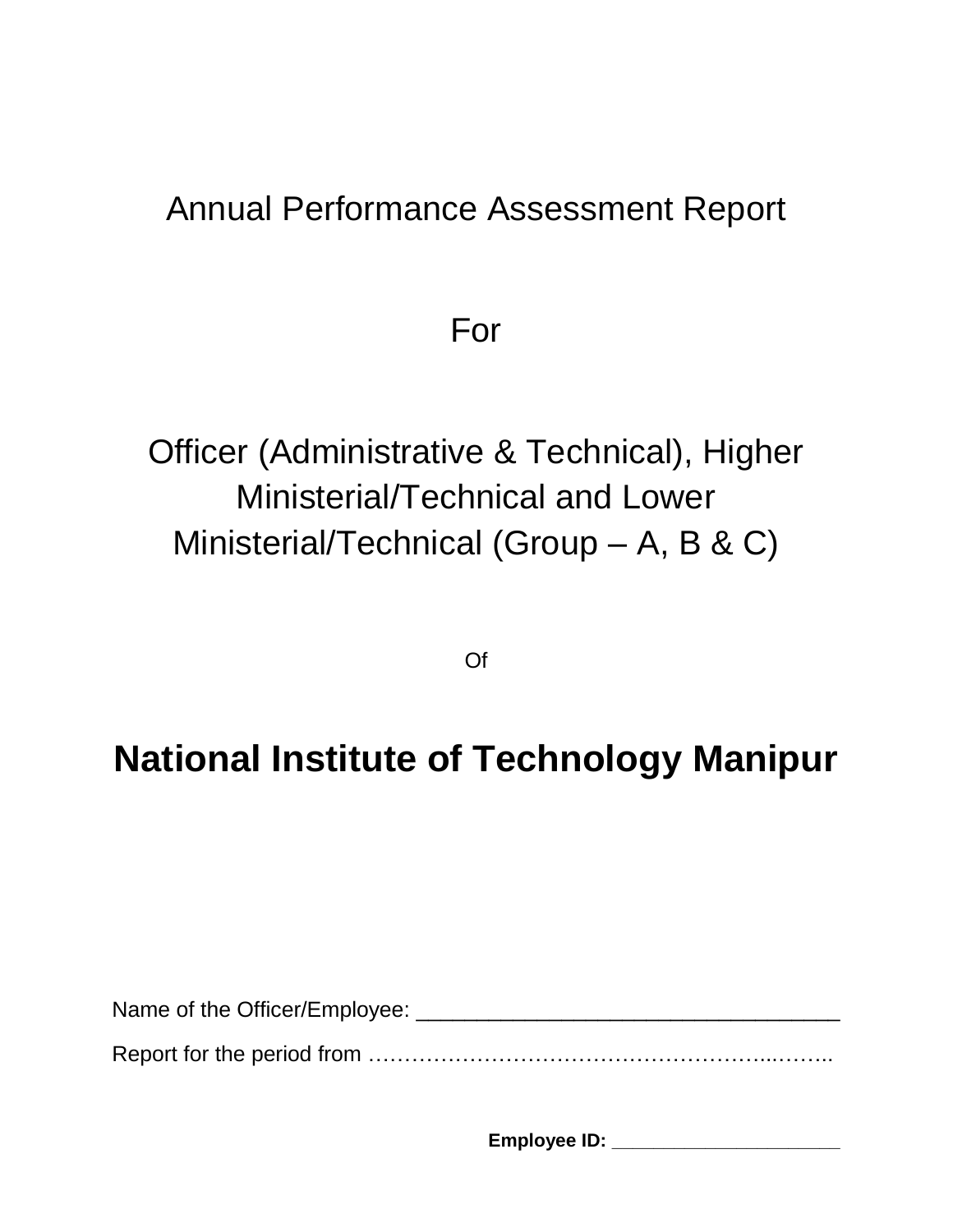Annual Performance Assessment Report

For

Officer (Administrative & Technical), Higher Ministerial/Technical and Lower Ministerial/Technical (Group – A, B & C)

Of

# National Institute of Technology Manipur

Name of the Officer/Employee: ___________________________________

Report for the period from …………………………………………………...……..

**Employee ID:** ______________________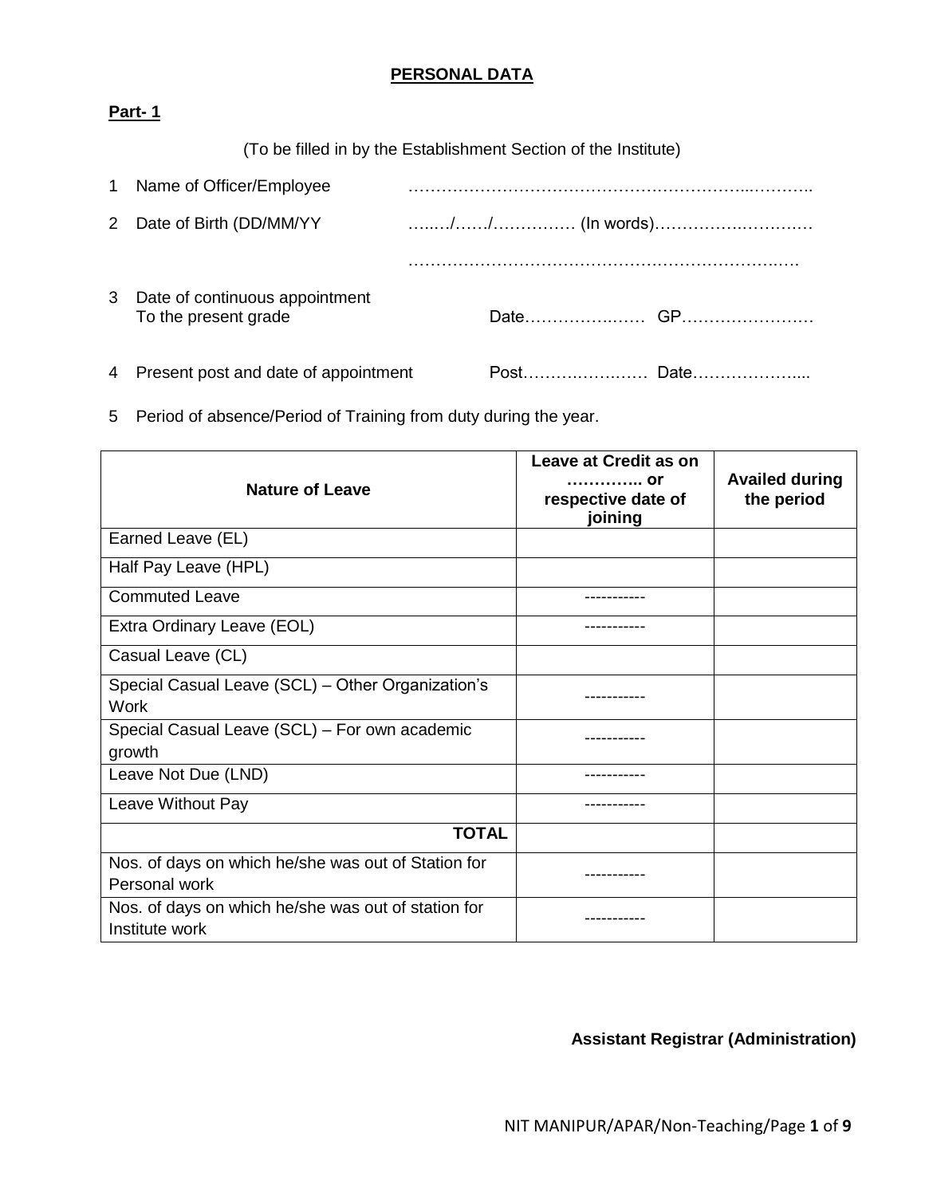## PERSONAL DATA

**Part- 1**

(To be filled in by the Establishment Section of the Institute)

1 Name of Officer/Employee ……………………………………………………..………..

2 Date of Birth (DD/MM/YY …..…/……/…………… (In words)…………….……….…

………………………………………………………….……….…

3 Date of continuous appointment To the present grade Date………….…… GP……………………

4 Present post and date of appointment Post…………….…… Date………………....

5 Period of absence/Period of Training from duty during the year.

| Nature of Leave | Leave at Credit as on ………….. or respective date of joining | Availed during the period |
|---|---|---|
| Earned Leave (EL) | | |
| Half Pay Leave (HPL) | | |
| Commuted Leave | ----------- | |
| Extra Ordinary Leave (EOL) | ----------- | |
| Casual Leave (CL) | | |
| Special Casual Leave (SCL) – Other Organization's Work | ----------- | |
| Special Casual Leave (SCL) – For own academic growth | ----------- | |
| Leave Not Due (LND) | ----------- | |
| Leave Without Pay | ----------- | |
| **TOTAL** | | |
| Nos. of days on which he/she was out of Station for Personal work | ----------- | |
| Nos. of days on which he/she was out of station for Institute work | ----------- | |

**Assistant Registrar (Administration)**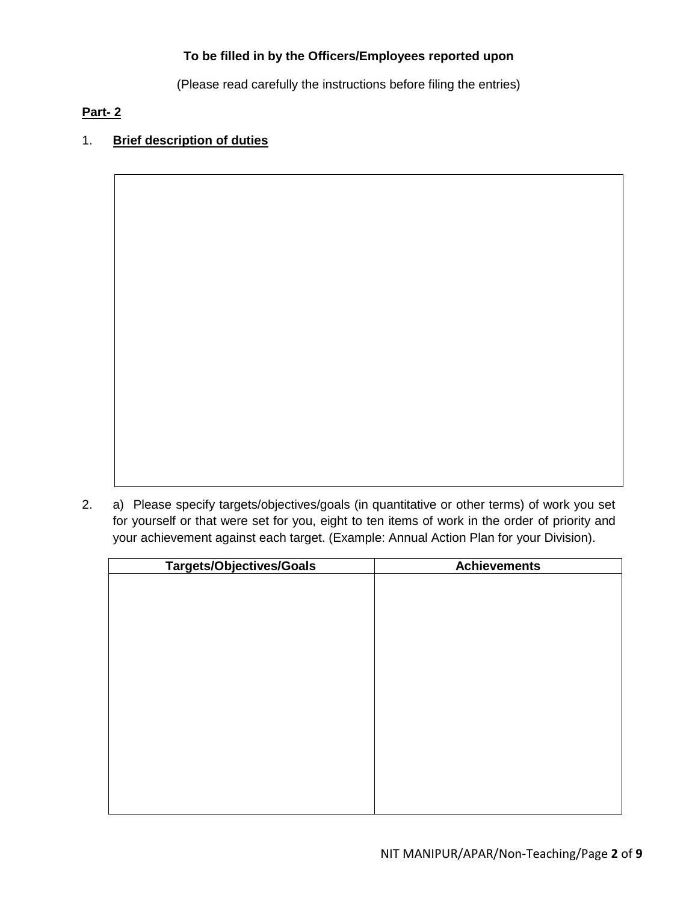**To be filled in by the Officers/Employees reported upon**

(Please read carefully the instructions before filing the entries)

**Part- 2**

1. **Brief description of duties**

| |
|---|
| |

2. a) Please specify targets/objectives/goals (in quantitative or other terms) of work you set for yourself or that were set for you, eight to ten items of work in the order of priority and your achievement against each target. (Example: Annual Action Plan for your Division).

| Targets/Objectives/Goals | Achievements |
|---|---|
| | |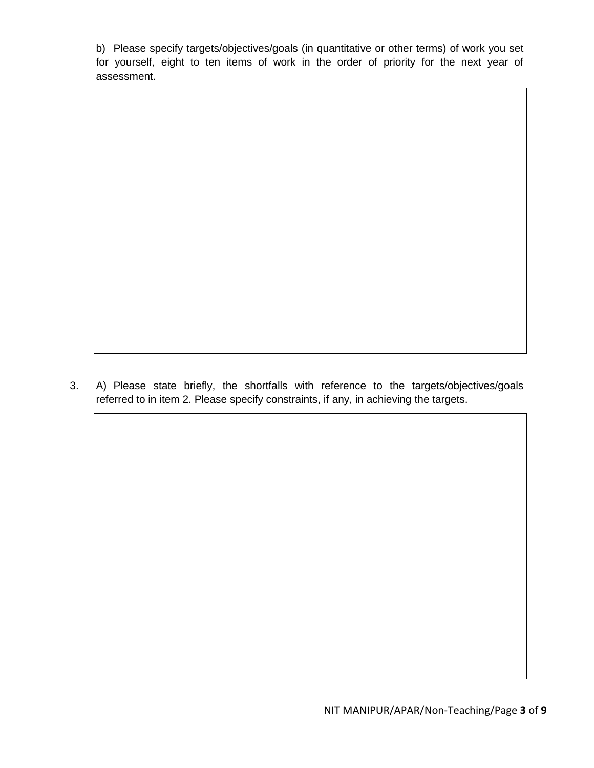b) Please specify targets/objectives/goals (in quantitative or other terms) of work you set for yourself, eight to ten items of work in the order of priority for the next year of assessment.

| |
|---|
| |

3. A) Please state briefly, the shortfalls with reference to the targets/objectives/goals referred to in item 2. Please specify constraints, if any, in achieving the targets.

| |
|---|
| |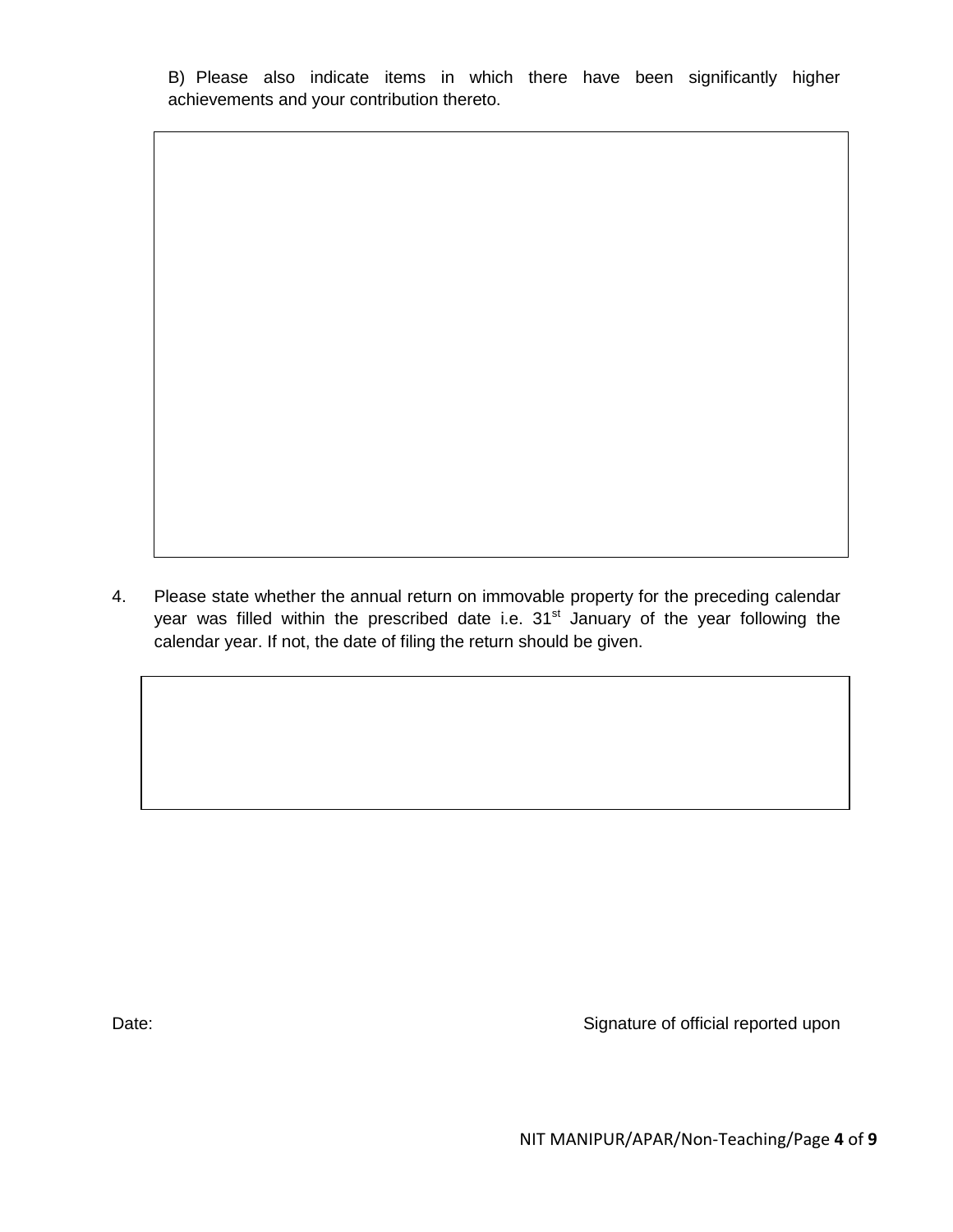B) Please also indicate items in which there have been significantly higher achievements and your contribution thereto.

| |
|---|
| |

4. Please state whether the annual return on immovable property for the preceding calendar year was filled within the prescribed date i.e. 31st January of the year following the calendar year. If not, the date of filing the return should be given.

| |
|---|
| |

Date: Signature of official reported upon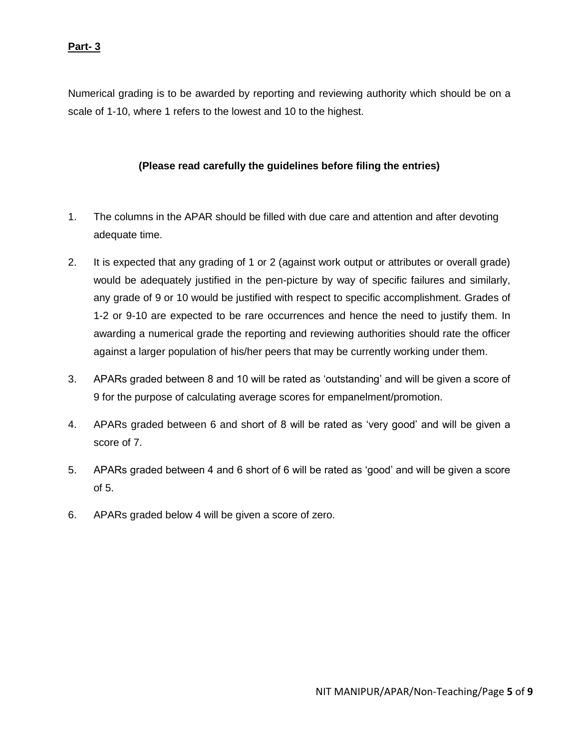**Part- 3**

Numerical grading is to be awarded by reporting and reviewing authority which should be on a scale of 1-10, where 1 refers to the lowest and 10 to the highest.

**(Please read carefully the guidelines before filing the entries)**

1. The columns in the APAR should be filled with due care and attention and after devoting adequate time.
2. It is expected that any grading of 1 or 2 (against work output or attributes or overall grade) would be adequately justified in the pen-picture by way of specific failures and similarly, any grade of 9 or 10 would be justified with respect to specific accomplishment. Grades of 1-2 or 9-10 are expected to be rare occurrences and hence the need to justify them. In awarding a numerical grade the reporting and reviewing authorities should rate the officer against a larger population of his/her peers that may be currently working under them.
3. APARs graded between 8 and 10 will be rated as 'outstanding' and will be given a score of 9 for the purpose of calculating average scores for empanelment/promotion.
4. APARs graded between 6 and short of 8 will be rated as 'very good' and will be given a score of 7.
5. APARs graded between 4 and 6 short of 6 will be rated as 'good' and will be given a score of 5.
6. APARs graded below 4 will be given a score of zero.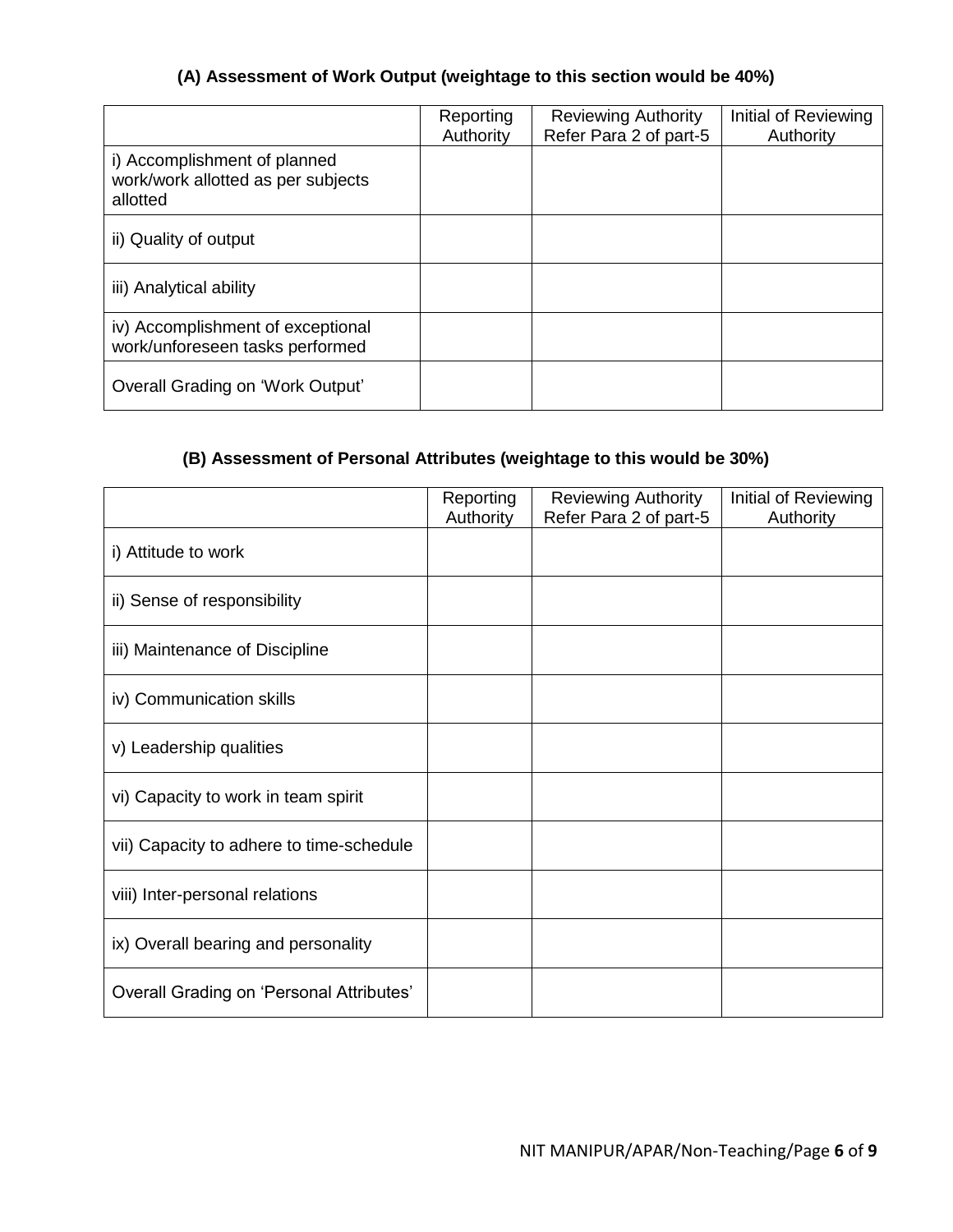### (A) Assessment of Work Output (weightage to this section would be 40%)

| | Reporting Authority | Reviewing Authority Refer Para 2 of part-5 | Initial of Reviewing Authority |
|---|---|---|---|
| i) Accomplishment of planned work/work allotted as per subjects allotted | | | |
| ii) Quality of output | | | |
| iii) Analytical ability | | | |
| iv) Accomplishment of exceptional work/unforeseen tasks performed | | | |
| Overall Grading on 'Work Output' | | | |

### (B) Assessment of Personal Attributes (weightage to this would be 30%)

| | Reporting Authority | Reviewing Authority Refer Para 2 of part-5 | Initial of Reviewing Authority |
|---|---|---|---|
| i) Attitude to work | | | |
| ii) Sense of responsibility | | | |
| iii) Maintenance of Discipline | | | |
| iv) Communication skills | | | |
| v) Leadership qualities | | | |
| vi) Capacity to work in team spirit | | | |
| vii) Capacity to adhere to time-schedule | | | |
| viii) Inter-personal relations | | | |
| ix) Overall bearing and personality | | | |
| Overall Grading on 'Personal Attributes' | | | |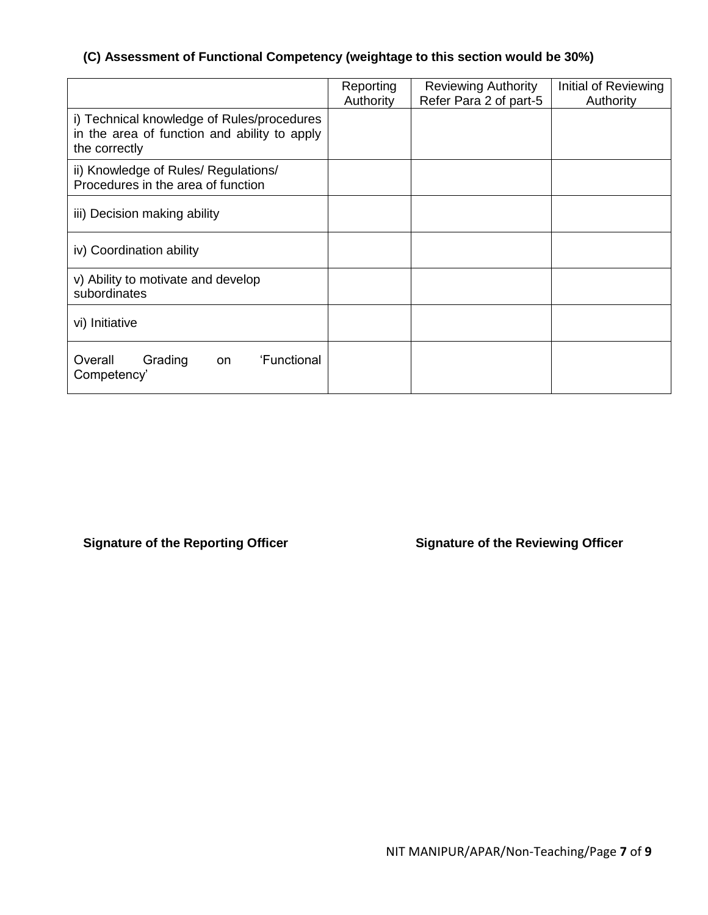**(C) Assessment of Functional Competency (weightage to this section would be 30%)**

| | Reporting Authority | Reviewing Authority Refer Para 2 of part-5 | Initial of Reviewing Authority |
|---|---|---|---|
| i) Technical knowledge of Rules/procedures in the area of function and ability to apply the correctly | | | |
| ii) Knowledge of Rules/ Regulations/ Procedures in the area of function | | | |
| iii) Decision making ability | | | |
| iv) Coordination ability | | | |
| v) Ability to motivate and develop subordinates | | | |
| vi) Initiative | | | |
| Overall Grading on 'Functional Competency' | | | |

**Signature of the Reporting Officer**

**Signature of the Reviewing Officer**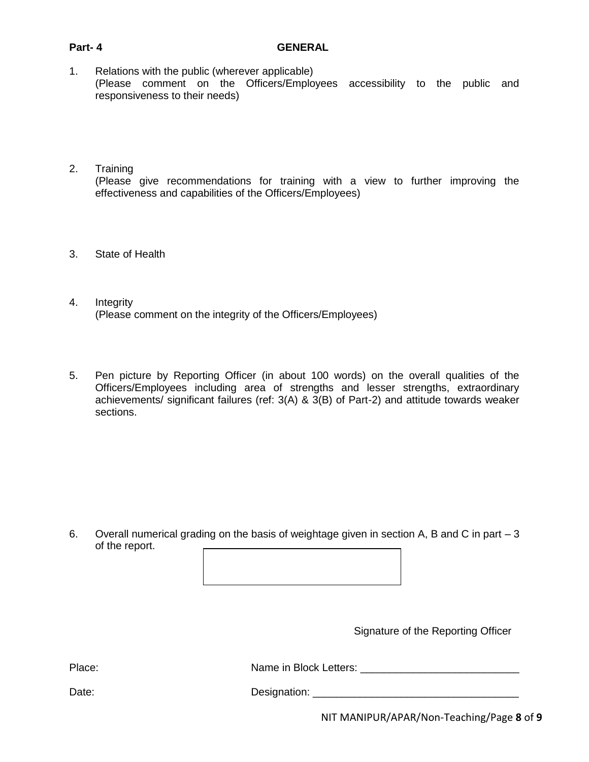## Part- 4 GENERAL

1. Relations with the public (wherever applicable)
   (Please comment on the Officers/Employees accessibility to the public and responsiveness to their needs)

2. Training
   (Please give recommendations for training with a view to further improving the effectiveness and capabilities of the Officers/Employees)

3. State of Health

4. Integrity
   (Please comment on the integrity of the Officers/Employees)

5. Pen picture by Reporting Officer (in about 100 words) on the overall qualities of the Officers/Employees including area of strengths and lesser strengths, extraordinary achievements/ significant failures (ref: 3(A) & 3(B) of Part-2) and attitude towards weaker sections.

6. Overall numerical grading on the basis of weightage given in section A, B and C in part – 3 of the report.

| |
|---|
| |

Signature of the Reporting Officer

Place: Name in Block Letters: ___________________________

Date: Designation: ___________________________________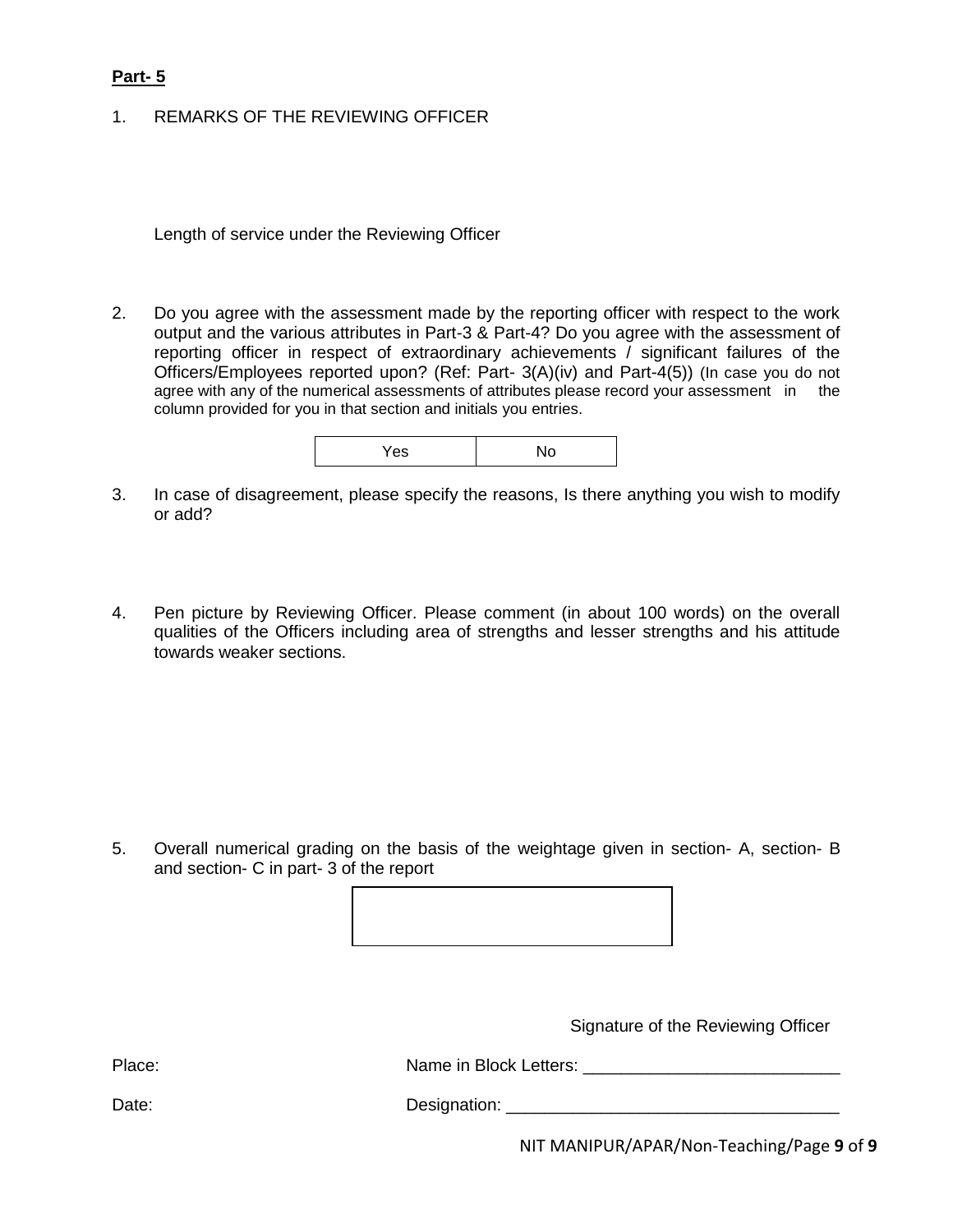**Part- 5**

1. REMARKS OF THE REVIEWING OFFICER

   Length of service under the Reviewing Officer

2. Do you agree with the assessment made by the reporting officer with respect to the work output and the various attributes in Part-3 & Part-4? Do you agree with the assessment of reporting officer in respect of extraordinary achievements / significant failures of the Officers/Employees reported upon? (Ref: Part- 3(A)(iv) and Part-4(5)) (In case you do not agree with any of the numerical assessments of attributes please record your assessment in the column provided for you in that section and initials you entries.

| Yes | No |
|---|---|

3. In case of disagreement, please specify the reasons, Is there anything you wish to modify or add?

4. Pen picture by Reviewing Officer. Please comment (in about 100 words) on the overall qualities of the Officers including area of strengths and lesser strengths and his attitude towards weaker sections.

5. Overall numerical grading on the basis of the weightage given in section- A, section- B and section- C in part- 3 of the report

| |
|---|
| |

Signature of the Reviewing Officer

Place: Name in Block Letters: ___________________________

Date: Designation: ___________________________________